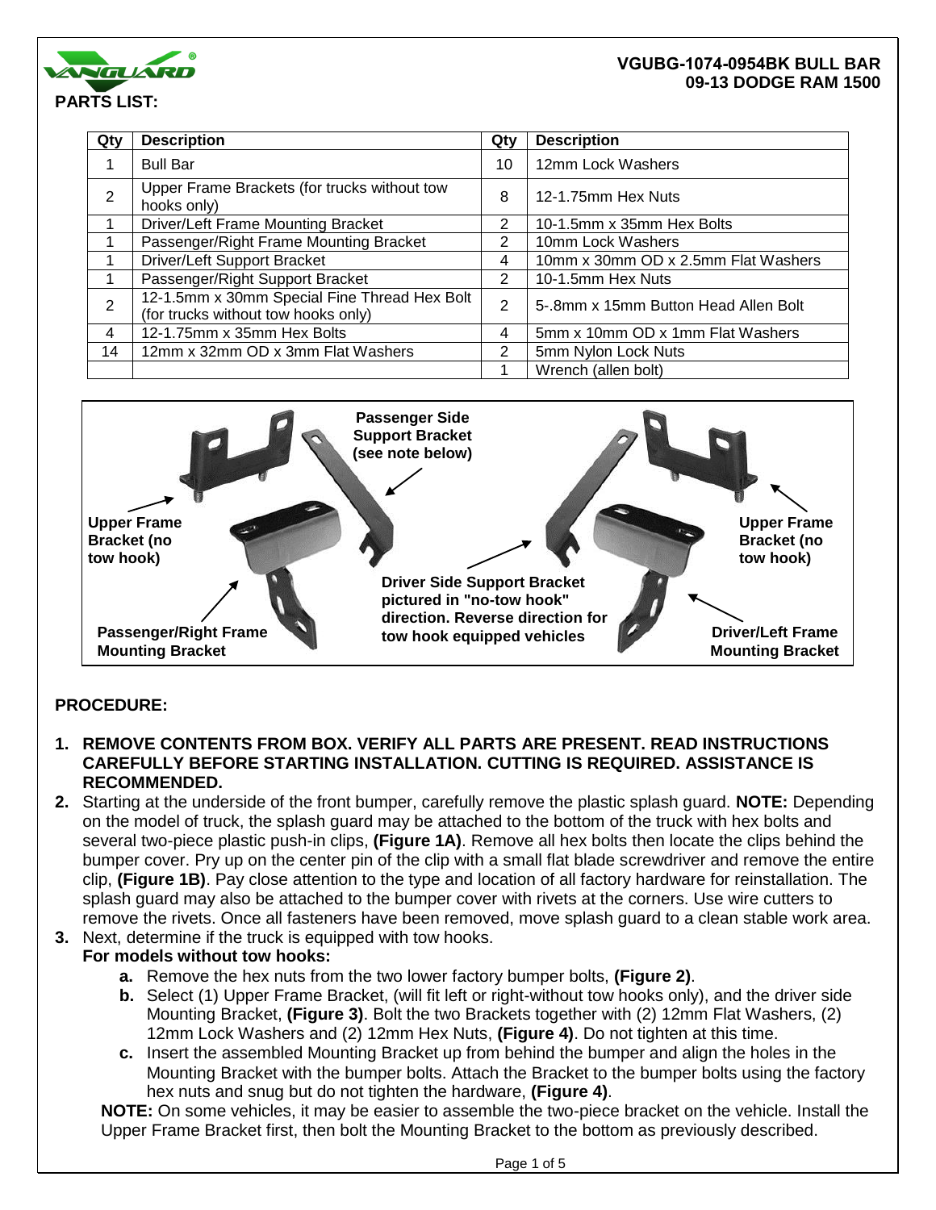**VGUBG-1074-0954BK BULL BAR**
**09-13 DODGE RAM 1500**

## PARTS LIST:

| Qty | Description | Qty | Description |
|---|---|---|---|
| 1 | Bull Bar | 10 | 12mm Lock Washers |
| 2 | Upper Frame Brackets (for trucks without tow hooks only) | 8 | 12-1.75mm Hex Nuts |
| 1 | Driver/Left Frame Mounting Bracket | 2 | 10-1.5mm x 35mm Hex Bolts |
| 1 | Passenger/Right Frame Mounting Bracket | 2 | 10mm Lock Washers |
| 1 | Driver/Left Support Bracket | 4 | 10mm x 30mm OD x 2.5mm Flat Washers |
| 1 | Passenger/Right Support Bracket | 2 | 10-1.5mm Hex Nuts |
| 2 | 12-1.5mm x 30mm Special Fine Thread Hex Bolt (for trucks without tow hooks only) | 2 | 5-.8mm x 15mm Button Head Allen Bolt |
| 4 | 12-1.75mm x 35mm Hex Bolts | 4 | 5mm x 10mm OD x 1mm Flat Washers |
| 14 | 12mm x 32mm OD x 3mm Flat Washers | 2 | 5mm Nylon Lock Nuts |
| | | 1 | Wrench (allen bolt) |

**Passenger Side Support Bracket (see note below)**

**Upper Frame Bracket (no tow hook)**

**Upper Frame Bracket (no tow hook)**

**Driver Side Support Bracket pictured in "no-tow hook" direction. Reverse direction for tow hook equipped vehicles**

**Passenger/Right Frame Mounting Bracket**

**Driver/Left Frame Mounting Bracket**

## PROCEDURE:

1. **REMOVE CONTENTS FROM BOX. VERIFY ALL PARTS ARE PRESENT. READ INSTRUCTIONS CAREFULLY BEFORE STARTING INSTALLATION. CUTTING IS REQUIRED. ASSISTANCE IS RECOMMENDED.**
2. Starting at the underside of the front bumper, carefully remove the plastic splash guard. **NOTE:** Depending on the model of truck, the splash guard may be attached to the bottom of the truck with hex bolts and several two-piece plastic push-in clips, **(Figure 1A)**. Remove all hex bolts then locate the clips behind the bumper cover. Pry up on the center pin of the clip with a small flat blade screwdriver and remove the entire clip, **(Figure 1B)**. Pay close attention to the type and location of all factory hardware for reinstallation. The splash guard may also be attached to the bumper cover with rivets at the corners. Use wire cutters to remove the rivets. Once all fasteners have been removed, move splash guard to a clean stable work area.
3. Next, determine if the truck is equipped with tow hooks.
   **For models without tow hooks:**
   - **a.** Remove the hex nuts from the two lower factory bumper bolts, **(Figure 2)**.
   - **b.** Select (1) Upper Frame Bracket, (will fit left or right-without tow hooks only), and the driver side Mounting Bracket, **(Figure 3)**. Bolt the two Brackets together with (2) 12mm Flat Washers, (2) 12mm Lock Washers and (2) 12mm Hex Nuts, **(Figure 4)**. Do not tighten at this time.
   - **c.** Insert the assembled Mounting Bracket up from behind the bumper and align the holes in the Mounting Bracket with the bumper bolts. Attach the Bracket to the bumper bolts using the factory hex nuts and snug but do not tighten the hardware, **(Figure 4)**.

   **NOTE:** On some vehicles, it may be easier to assemble the two-piece bracket on the vehicle. Install the Upper Frame Bracket first, then bolt the Mounting Bracket to the bottom as previously described.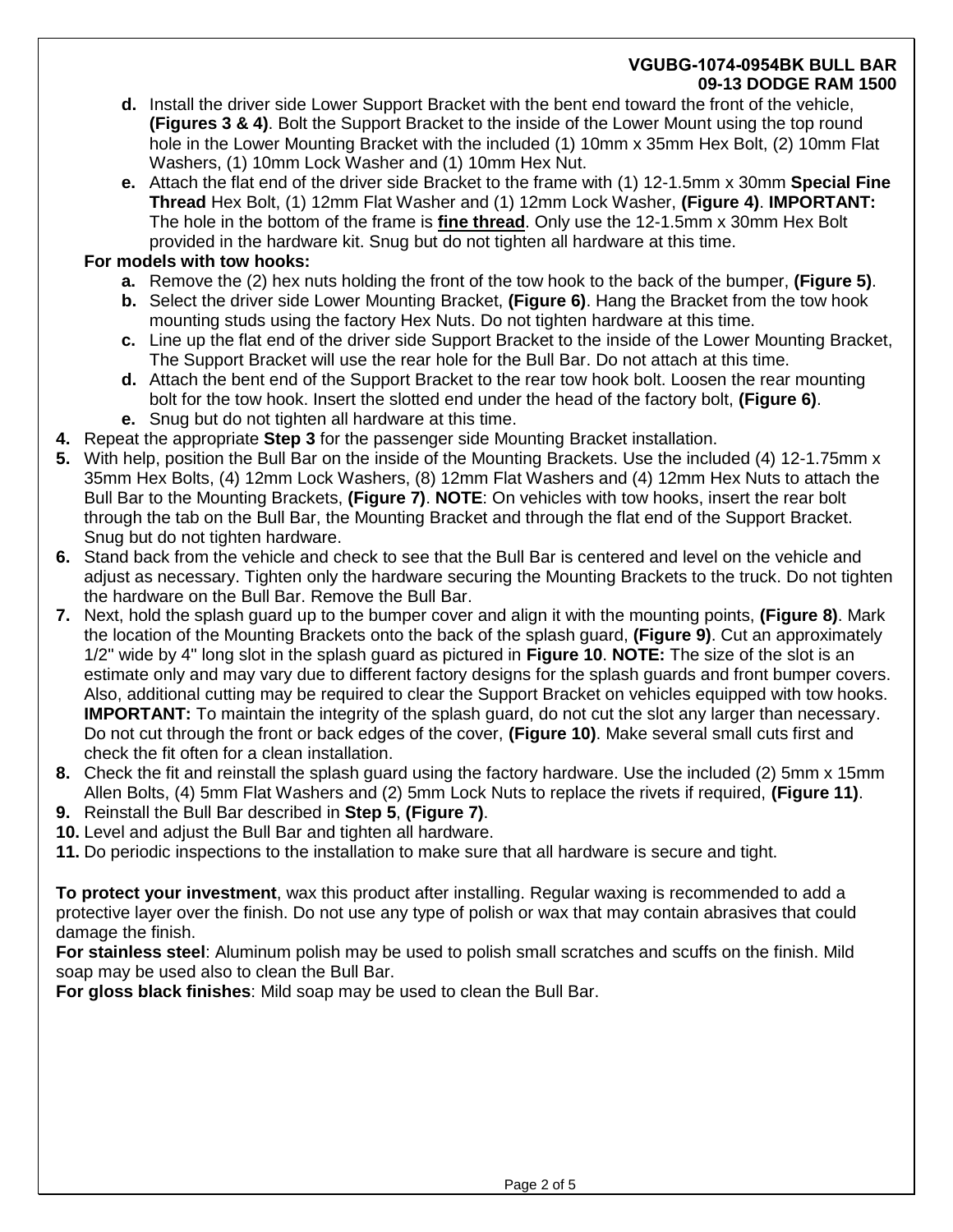- **d.** Install the driver side Lower Support Bracket with the bent end toward the front of the vehicle, **(Figures 3 & 4)**. Bolt the Support Bracket to the inside of the Lower Mount using the top round hole in the Lower Mounting Bracket with the included (1) 10mm x 35mm Hex Bolt, (2) 10mm Flat Washers, (1) 10mm Lock Washer and (1) 10mm Hex Nut.
- **e.** Attach the flat end of the driver side Bracket to the frame with (1) 12-1.5mm x 30mm **Special Fine Thread** Hex Bolt, (1) 12mm Flat Washer and (1) 12mm Lock Washer, **(Figure 4)**. **IMPORTANT:** The hole in the bottom of the frame is **<u>fine thread</u>**. Only use the 12-1.5mm x 30mm Hex Bolt provided in the hardware kit. Snug but do not tighten all hardware at this time.

**For models with tow hooks:**

- **a.** Remove the (2) hex nuts holding the front of the tow hook to the back of the bumper, **(Figure 5)**.
- **b.** Select the driver side Lower Mounting Bracket, **(Figure 6)**. Hang the Bracket from the tow hook mounting studs using the factory Hex Nuts. Do not tighten hardware at this time.
- **c.** Line up the flat end of the driver side Support Bracket to the inside of the Lower Mounting Bracket, The Support Bracket will use the rear hole for the Bull Bar. Do not attach at this time.
- **d.** Attach the bent end of the Support Bracket to the rear tow hook bolt. Loosen the rear mounting bolt for the tow hook. Insert the slotted end under the head of the factory bolt, **(Figure 6)**.
- **e.** Snug but do not tighten all hardware at this time.

**4.** Repeat the appropriate **Step 3** for the passenger side Mounting Bracket installation.

**5.** With help, position the Bull Bar on the inside of the Mounting Brackets. Use the included (4) 12-1.75mm x 35mm Hex Bolts, (4) 12mm Lock Washers, (8) 12mm Flat Washers and (4) 12mm Hex Nuts to attach the Bull Bar to the Mounting Brackets, **(Figure 7)**. **NOTE**: On vehicles with tow hooks, insert the rear bolt through the tab on the Bull Bar, the Mounting Bracket and through the flat end of the Support Bracket. Snug but do not tighten hardware.

**6.** Stand back from the vehicle and check to see that the Bull Bar is centered and level on the vehicle and adjust as necessary. Tighten only the hardware securing the Mounting Brackets to the truck. Do not tighten the hardware on the Bull Bar. Remove the Bull Bar.

**7.** Next, hold the splash guard up to the bumper cover and align it with the mounting points, **(Figure 8)**. Mark the location of the Mounting Brackets onto the back of the splash guard, **(Figure 9)**. Cut an approximately 1/2" wide by 4" long slot in the splash guard as pictured in **Figure 10**. **NOTE:** The size of the slot is an estimate only and may vary due to different factory designs for the splash guards and front bumper covers. Also, additional cutting may be required to clear the Support Bracket on vehicles equipped with tow hooks. **IMPORTANT:** To maintain the integrity of the splash guard, do not cut the slot any larger than necessary. Do not cut through the front or back edges of the cover, **(Figure 10)**. Make several small cuts first and check the fit often for a clean installation.

**8.** Check the fit and reinstall the splash guard using the factory hardware. Use the included (2) 5mm x 15mm Allen Bolts, (4) 5mm Flat Washers and (2) 5mm Lock Nuts to replace the rivets if required, **(Figure 11)**.

**9.** Reinstall the Bull Bar described in **Step 5**, **(Figure 7)**.

**10.** Level and adjust the Bull Bar and tighten all hardware.

**11.** Do periodic inspections to the installation to make sure that all hardware is secure and tight.

**To protect your investment**, wax this product after installing. Regular waxing is recommended to add a protective layer over the finish. Do not use any type of polish or wax that may contain abrasives that could damage the finish.

**For stainless steel**: Aluminum polish may be used to polish small scratches and scuffs on the finish. Mild soap may be used also to clean the Bull Bar.

**For gloss black finishes**: Mild soap may be used to clean the Bull Bar.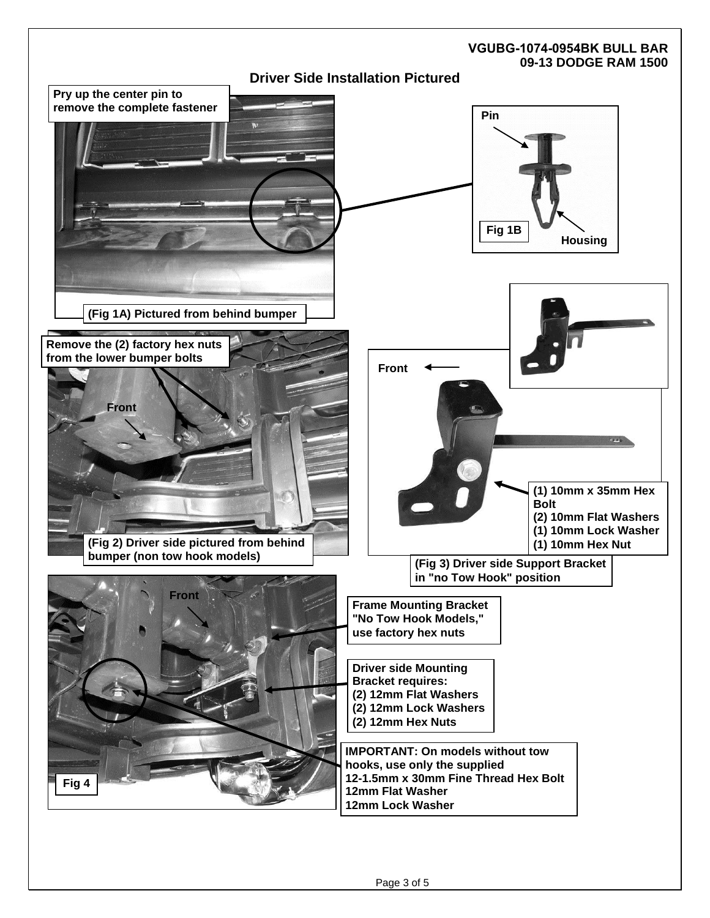## VGUBG-1074-0954BK BULL BAR
## 09-13 DODGE RAM 1500

### Driver Side Installation Pictured

Pry up the center pin to remove the complete fastener

Pin

Housing

Fig 1B

(Fig 1A) Pictured from behind bumper

Remove the (2) factory hex nuts from the lower bumper bolts

Front

(Fig 2) Driver side pictured from behind bumper (non tow hook models)

Front

(1) 10mm x 35mm Hex Bolt
(2) 10mm Flat Washers
(1) 10mm Lock Washer
(1) 10mm Hex Nut

(Fig 3) Driver side Support Bracket in "no Tow Hook" position

Front

Frame Mounting Bracket "No Tow Hook Models," use factory hex nuts

Driver side Mounting Bracket requires:
(2) 12mm Flat Washers
(2) 12mm Lock Washers
(2) 12mm Hex Nuts

IMPORTANT: On models without tow hooks, use only the supplied
12-1.5mm x 30mm Fine Thread Hex Bolt
12mm Flat Washer
12mm Lock Washer

Fig 4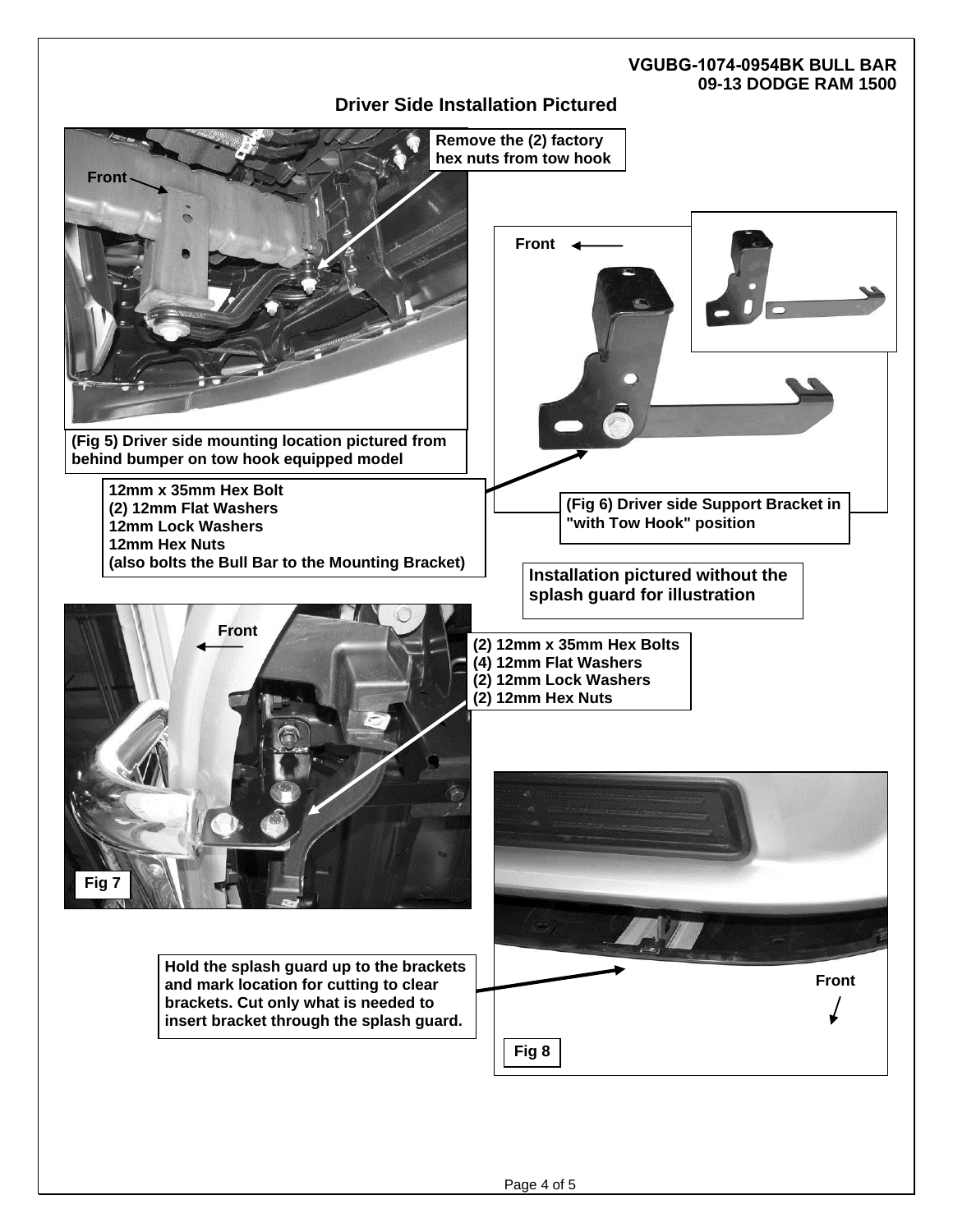VGUBG-1074-0954BK BULL BAR
09-13 DODGE RAM 1500

## Driver Side Installation Pictured

Front

Remove the (2) factory hex nuts from tow hook

(Fig 5) Driver side mounting location pictured from behind bumper on tow hook equipped model

Front

12mm x 35mm Hex Bolt
(2) 12mm Flat Washers
12mm Lock Washers
12mm Hex Nuts
(also bolts the Bull Bar to the Mounting Bracket)

(Fig 6) Driver side Support Bracket in "with Tow Hook" position

Installation pictured without the splash guard for illustration

Front

(2) 12mm x 35mm Hex Bolts
(4) 12mm Flat Washers
(2) 12mm Lock Washers
(2) 12mm Hex Nuts

Fig 7

Hold the splash guard up to the brackets and mark location for cutting to clear brackets. Cut only what is needed to insert bracket through the splash guard.

Front

Fig 8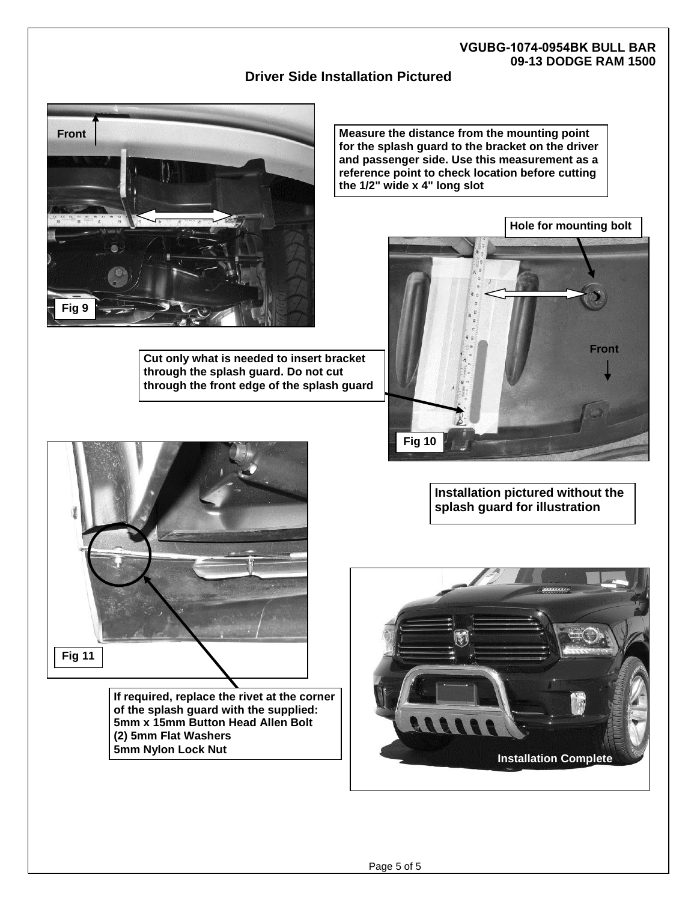VGUBG-1074-0954BK BULL BAR
09-13 DODGE RAM 1500

## Driver Side Installation Pictured

Front

Fig 9

Measure the distance from the mounting point for the splash guard to the bracket on the driver and passenger side. Use this measurement as a reference point to check location before cutting the 1/2" wide x 4" long slot

Hole for mounting bolt

Front

Fig 10

Cut only what is needed to insert bracket through the splash guard. Do not cut through the front edge of the splash guard

Installation pictured without the splash guard for illustration

Fig 11

If required, replace the rivet at the corner of the splash guard with the supplied:
5mm x 15mm Button Head Allen Bolt
(2) 5mm Flat Washers
5mm Nylon Lock Nut

Installation Complete